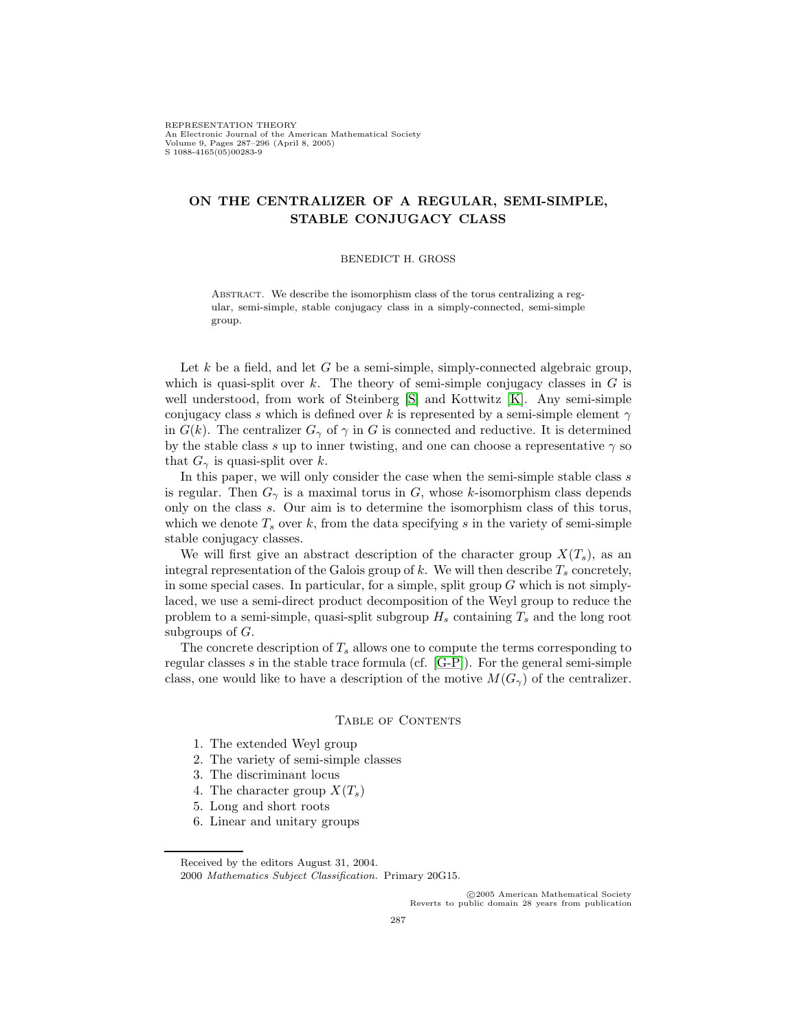# ON THE CENTRALIZER OF A REGULAR, SEMI-SIMPLE, STABLE CONJUGACY CLASS

BENEDICT H. GROSS

Abstract. We describe the isomorphism class of the torus centralizing a regular, semi-simple, stable conjugacy class in a simply-connected, semi-simple group.

Let $k$ be a field, and let $G$ be a semi-simple, simply-connected algebraic group, which is quasi-split over $k$. The theory of semi-simple conjugacy classes in $G$ is well understood, from work of Steinberg [S] and Kottwitz [K]. Any semi-simple conjugacy class $s$ which is defined over $k$ is represented by a semi-simple element $\gamma$ in $G(k)$. The centralizer $G_\gamma$ of $\gamma$ in $G$ is connected and reductive. It is determined by the stable class $s$ up to inner twisting, and one can choose a representative $\gamma$ so that $G_\gamma$ is quasi-split over $k$.

In this paper, we will only consider the case when the semi-simple stable class $s$ is regular. Then $G_\gamma$ is a maximal torus in $G$, whose $k$-isomorphism class depends only on the class $s$. Our aim is to determine the isomorphism class of this torus, which we denote $T_s$ over $k$, from the data specifying $s$ in the variety of semi-simple stable conjugacy classes.

We will first give an abstract description of the character group $X(T_s)$, as an integral representation of the Galois group of $k$. We will then describe $T_s$ concretely, in some special cases. In particular, for a simple, split group $G$ which is not simply-laced, we use a semi-direct product decomposition of the Weyl group to reduce the problem to a semi-simple, quasi-split subgroup $H_s$ containing $T_s$ and the long root subgroups of $G$.

The concrete description of $T_s$ allows one to compute the terms corresponding to regular classes $s$ in the stable trace formula (cf. [G-P]). For the general semi-simple class, one would like to have a description of the motive $M(G_\gamma)$ of the centralizer.

Table of Contents

1. The extended Weyl group
2. The variety of semi-simple classes
3. The discriminant locus
4. The character group $X(T_s)$
5. Long and short roots
6. Linear and unitary groups

Received by the editors August 31, 2004.

2000 *Mathematics Subject Classification.* Primary 20G15.

©2005 American Mathematical Society
Reverts to public domain 28 years from publication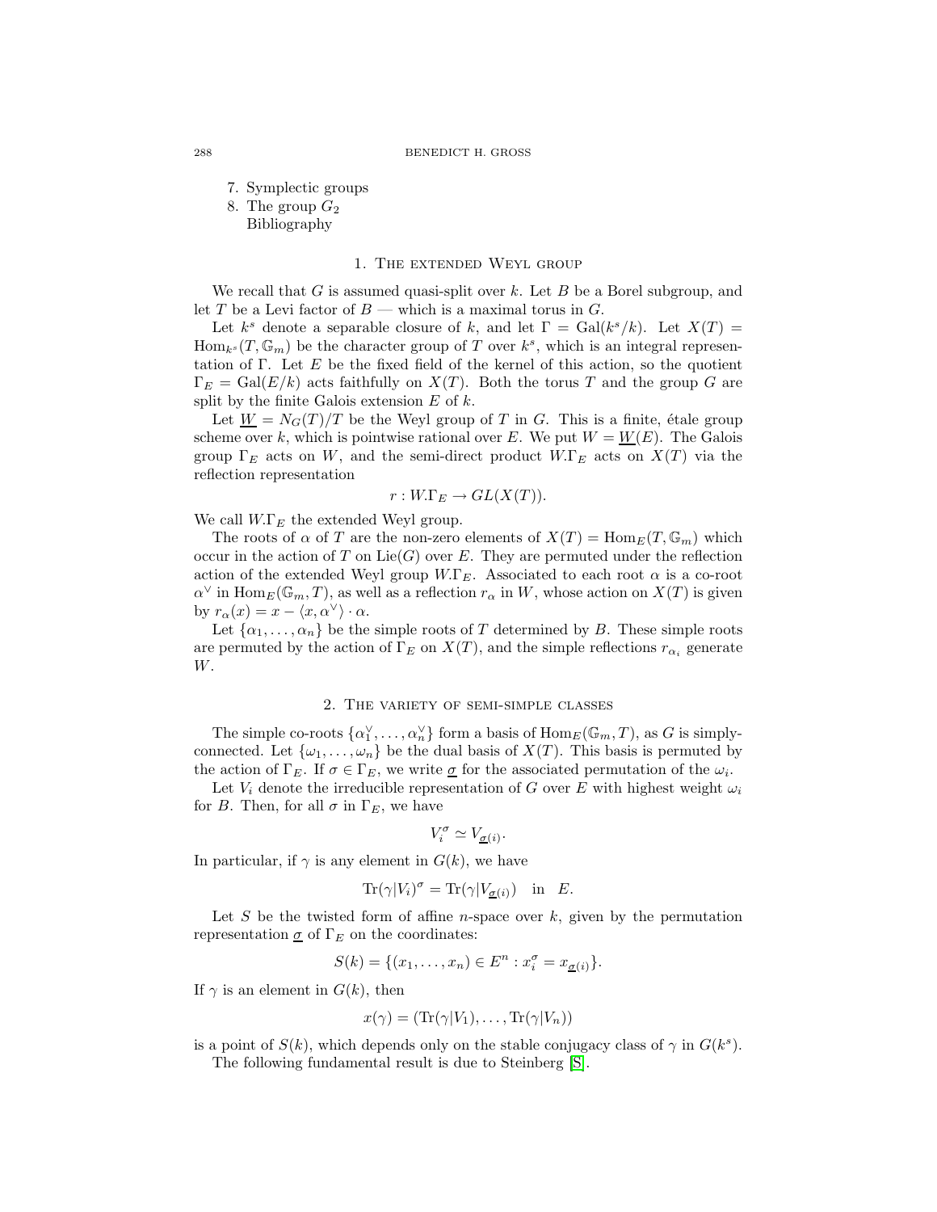7. Symplectic groups
8. The group $G_2$
   Bibliography

## 1. The extended Weyl group

We recall that $G$ is assumed quasi-split over $k$. Let $B$ be a Borel subgroup, and let $T$ be a Levi factor of $B$ — which is a maximal torus in $G$.

Let $k^s$ denote a separable closure of $k$, and let $\Gamma = \mathrm{Gal}(k^s/k)$. Let $X(T) = \mathrm{Hom}_{k^s}(T, \mathbb{G}_m)$ be the character group of $T$ over $k^s$, which is an integral representation of $\Gamma$. Let $E$ be the fixed field of the kernel of this action, so the quotient $\Gamma_E = \mathrm{Gal}(E/k)$ acts faithfully on $X(T)$. Both the torus $T$ and the group $G$ are split by the finite Galois extension $E$ of $k$.

Let $\underline{W} = N_G(T)/T$ be the Weyl group of $T$ in $G$. This is a finite, étale group scheme over $k$, which is pointwise rational over $E$. We put $W = \underline{W}(E)$. The Galois group $\Gamma_E$ acts on $W$, and the semi-direct product $W.\Gamma_E$ acts on $X(T)$ via the reflection representation

$$r : W.\Gamma_E \to GL(X(T)).$$

We call $W.\Gamma_E$ the extended Weyl group.

The roots of $\alpha$ of $T$ are the non-zero elements of $X(T) = \mathrm{Hom}_E(T, \mathbb{G}_m)$ which occur in the action of $T$ on $\mathrm{Lie}(G)$ over $E$. They are permuted under the reflection action of the extended Weyl group $W.\Gamma_E$. Associated to each root $\alpha$ is a co-root $\alpha^\vee$ in $\mathrm{Hom}_E(\mathbb{G}_m, T)$, as well as a reflection $r_\alpha$ in $W$, whose action on $X(T)$ is given by $r_\alpha(x) = x - \langle x, \alpha^\vee \rangle \cdot \alpha$.

Let $\{\alpha_1, \ldots, \alpha_n\}$ be the simple roots of $T$ determined by $B$. These simple roots are permuted by the action of $\Gamma_E$ on $X(T)$, and the simple reflections $r_{\alpha_i}$ generate $W$.

## 2. The variety of semi-simple classes

The simple co-roots $\{\alpha_1^\vee, \ldots, \alpha_n^\vee\}$ form a basis of $\mathrm{Hom}_E(\mathbb{G}_m, T)$, as $G$ is simply-connected. Let $\{\omega_1, \ldots, \omega_n\}$ be the dual basis of $X(T)$. This basis is permuted by the action of $\Gamma_E$. If $\sigma \in \Gamma_E$, we write $\underline{\sigma}$ for the associated permutation of the $\omega_i$.

Let $V_i$ denote the irreducible representation of $G$ over $E$ with highest weight $\omega_i$ for $B$. Then, for all $\sigma$ in $\Gamma_E$, we have

$$V_i^\sigma \simeq V_{\underline{\sigma}(i)}.$$

In particular, if $\gamma$ is any element in $G(k)$, we have

$$\mathrm{Tr}(\gamma | V_i)^\sigma = \mathrm{Tr}(\gamma | V_{\underline{\sigma}(i)}) \quad \text{in} \quad E.$$

Let $S$ be the twisted form of affine $n$-space over $k$, given by the permutation representation $\underline{\sigma}$ of $\Gamma_E$ on the coordinates:

$$S(k) = \{(x_1, \ldots, x_n) \in E^n : x_i^\sigma = x_{\underline{\sigma}(i)}\}.$$

If $\gamma$ is an element in $G(k)$, then

$$x(\gamma) = (\mathrm{Tr}(\gamma | V_1), \ldots, \mathrm{Tr}(\gamma | V_n))$$

is a point of $S(k)$, which depends only on the stable conjugacy class of $\gamma$ in $G(k^s)$.

The following fundamental result is due to Steinberg [S].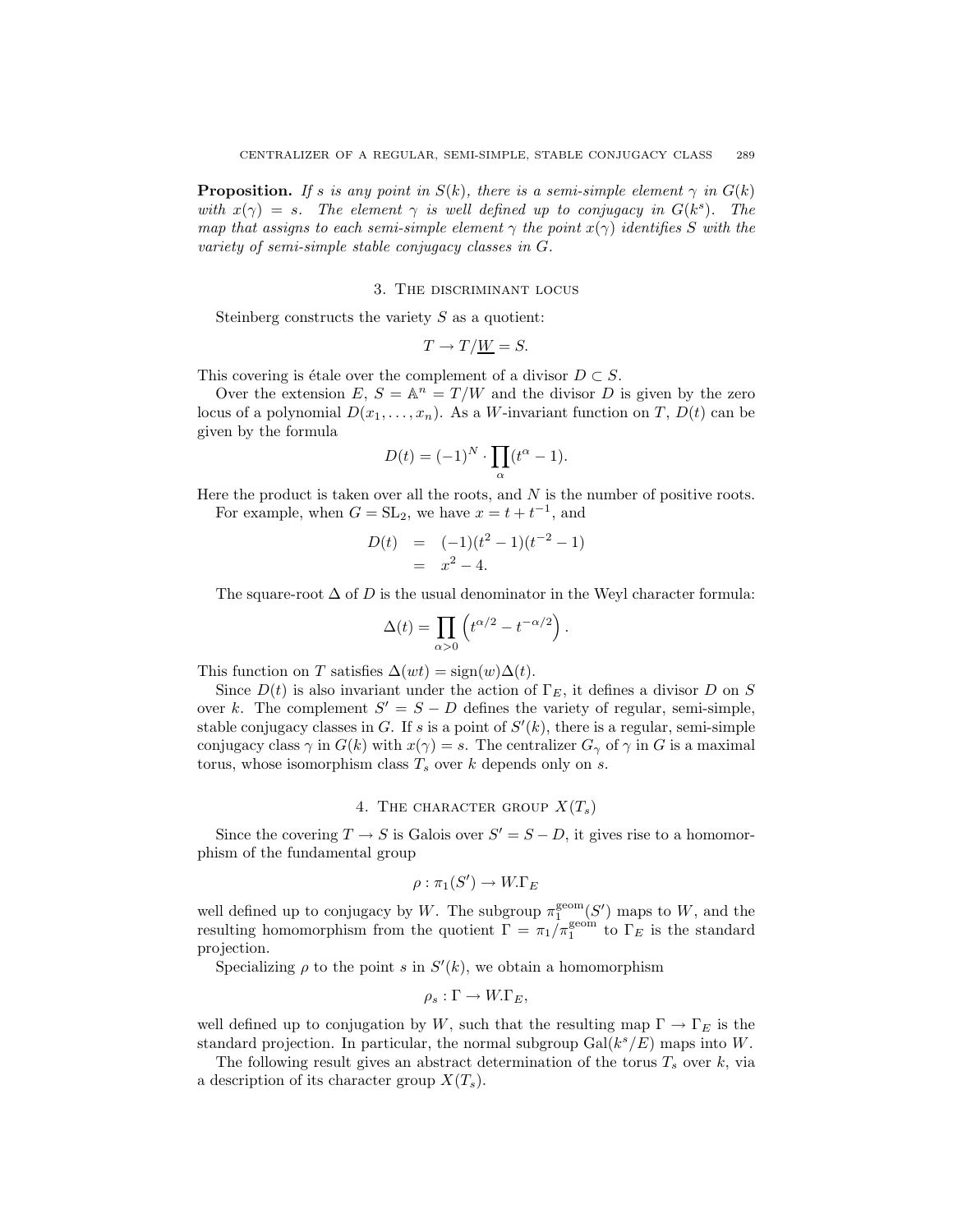**Proposition.** *If $s$ is any point in $S(k)$, there is a semi-simple element $\gamma$ in $G(k)$ with $x(\gamma) = s$. The element $\gamma$ is well defined up to conjugacy in $G(k^s)$. The map that assigns to each semi-simple element $\gamma$ the point $x(\gamma)$ identifies $S$ with the variety of semi-simple stable conjugacy classes in $G$.*

## 3. The discriminant locus

Steinberg constructs the variety $S$ as a quotient:

$$T \to T/\underline{W} = S.$$

This covering is étale over the complement of a divisor $D \subset S$.

Over the extension $E$, $S = \mathbb{A}^n = T/W$ and the divisor $D$ is given by the zero locus of a polynomial $D(x_1, \ldots, x_n)$. As a $W$-invariant function on $T$, $D(t)$ can be given by the formula

$$D(t) = (-1)^N \cdot \prod_{\alpha} (t^\alpha - 1).$$

Here the product is taken over all the roots, and $N$ is the number of positive roots.

For example, when $G = \mathrm{SL}_2$, we have $x = t + t^{-1}$, and

$$\begin{aligned} D(t) &= (-1)(t^2 - 1)(t^{-2} - 1) \\ &= x^2 - 4. \end{aligned}$$

The square-root $\Delta$ of $D$ is the usual denominator in the Weyl character formula:

$$\Delta(t) = \prod_{\alpha > 0} \left( t^{\alpha/2} - t^{-\alpha/2} \right).$$

This function on $T$ satisfies $\Delta(wt) = \mathrm{sign}(w)\Delta(t)$.

Since $D(t)$ is also invariant under the action of $\Gamma_E$, it defines a divisor $D$ on $S$ over $k$. The complement $S' = S - D$ defines the variety of regular, semi-simple, stable conjugacy classes in $G$. If $s$ is a point of $S'(k)$, there is a regular, semi-simple conjugacy class $\gamma$ in $G(k)$ with $x(\gamma) = s$. The centralizer $G_\gamma$ of $\gamma$ in $G$ is a maximal torus, whose isomorphism class $T_s$ over $k$ depends only on $s$.

## 4. The character group $X(T_s)$

Since the covering $T \to S$ is Galois over $S' = S - D$, it gives rise to a homomorphism of the fundamental group

$$\rho : \pi_1(S') \to W.\Gamma_E$$

well defined up to conjugacy by $W$. The subgroup $\pi_1^{\mathrm{geom}}(S')$ maps to $W$, and the resulting homomorphism from the quotient $\Gamma = \pi_1/\pi_1^{\mathrm{geom}}$ to $\Gamma_E$ is the standard projection.

Specializing $\rho$ to the point $s$ in $S'(k)$, we obtain a homomorphism

$$\rho_s : \Gamma \to W.\Gamma_E,$$

well defined up to conjugation by $W$, such that the resulting map $\Gamma \to \Gamma_E$ is the standard projection. In particular, the normal subgroup $\mathrm{Gal}(k^s/E)$ maps into $W$.

The following result gives an abstract determination of the torus $T_s$ over $k$, via a description of its character group $X(T_s)$.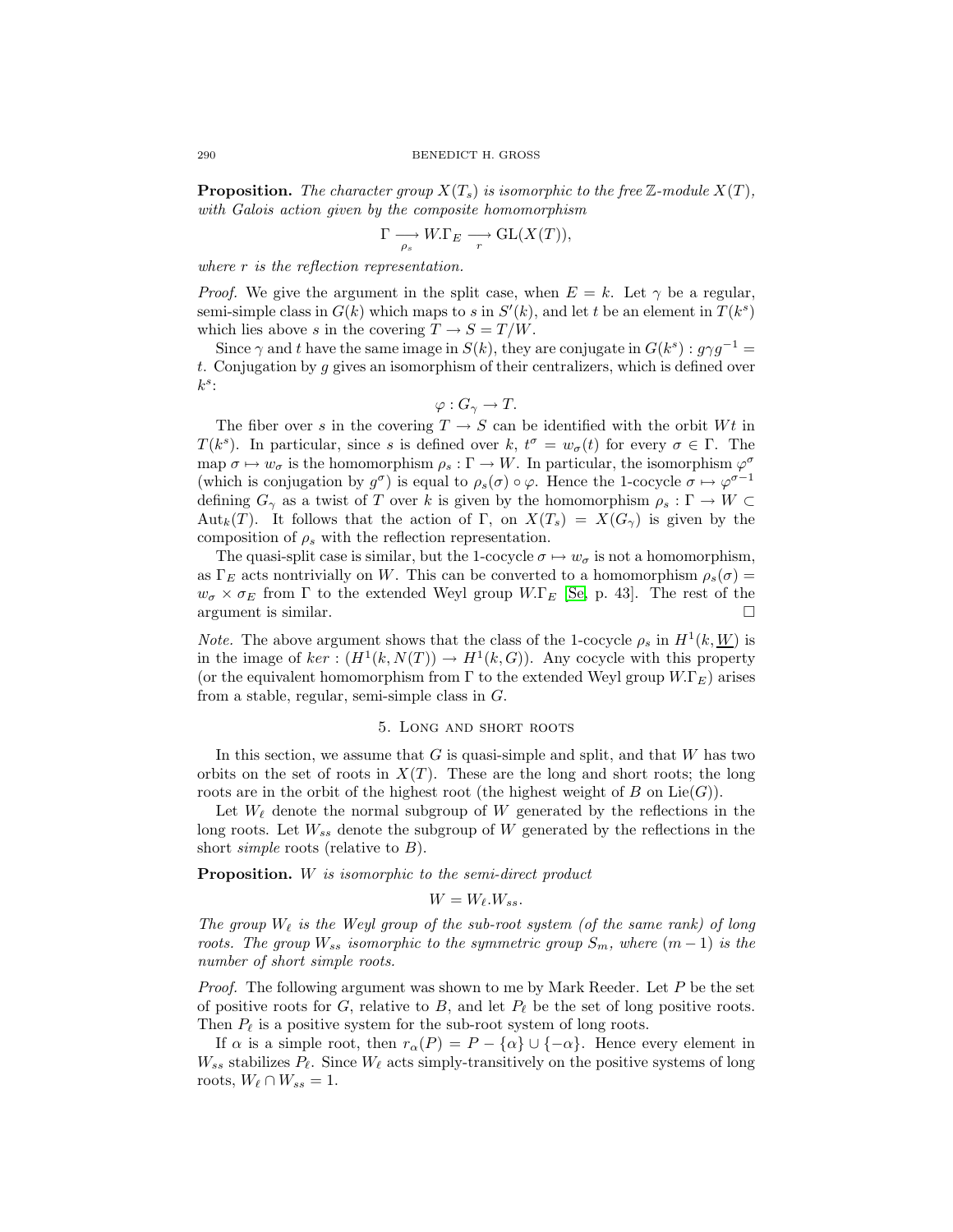**Proposition.** *The character group $X(T_s)$ is isomorphic to the free $\mathbb{Z}$-module $X(T)$, with Galois action given by the composite homomorphism*

$$\Gamma \underset{\rho_s}{\longrightarrow} W.\Gamma_E \underset{r}{\longrightarrow} \mathrm{GL}(X(T)),$$

*where $r$ is the reflection representation.*

*Proof.* We give the argument in the split case, when $E = k$. Let $\gamma$ be a regular, semi-simple class in $G(k)$ which maps to $s$ in $S'(k)$, and let $t$ be an element in $T(k^s)$ which lies above $s$ in the covering $T \to S = T/W$.

Since $\gamma$ and $t$ have the same image in $S(k)$, they are conjugate in $G(k^s) : g\gamma g^{-1} = t$. Conjugation by $g$ gives an isomorphism of their centralizers, which is defined over $k^s$:

$$\varphi : G_\gamma \to T.$$

The fiber over $s$ in the covering $T \to S$ can be identified with the orbit $Wt$ in $T(k^s)$. In particular, since $s$ is defined over $k$, $t^\sigma = w_\sigma(t)$ for every $\sigma \in \Gamma$. The map $\sigma \mapsto w_\sigma$ is the homomorphism $\rho_s : \Gamma \to W$. In particular, the isomorphism $\varphi^\sigma$ (which is conjugation by $g^\sigma$) is equal to $\rho_s(\sigma) \circ \varphi$. Hence the 1-cocycle $\sigma \mapsto \varphi^{\sigma^{-1}}$ defining $G_\gamma$ as a twist of $T$ over $k$ is given by the homomorphism $\rho_s : \Gamma \to W \subset \mathrm{Aut}_k(T)$. It follows that the action of $\Gamma$, on $X(T_s) = X(G_\gamma)$ is given by the composition of $\rho_s$ with the reflection representation.

The quasi-split case is similar, but the 1-cocycle $\sigma \mapsto w_\sigma$ is not a homomorphism, as $\Gamma_E$ acts nontrivially on $W$. This can be converted to a homomorphism $\rho_s(\sigma) = w_\sigma \times \sigma_E$ from $\Gamma$ to the extended Weyl group $W.\Gamma_E$ [Se, p. 43]. The rest of the argument is similar. $\square$

*Note.* The above argument shows that the class of the 1-cocycle $\rho_s$ in $H^1(k, \underline{W})$ is in the image of $ker : (H^1(k, N(T)) \to H^1(k, G))$. Any cocycle with this property (or the equivalent homomorphism from $\Gamma$ to the extended Weyl group $W.\Gamma_E$) arises from a stable, regular, semi-simple class in $G$.

## 5. Long and short roots

In this section, we assume that $G$ is quasi-simple and split, and that $W$ has two orbits on the set of roots in $X(T)$. These are the long and short roots; the long roots are in the orbit of the highest root (the highest weight of $B$ on $\mathrm{Lie}(G)$).

Let $W_\ell$ denote the normal subgroup of $W$ generated by the reflections in the long roots. Let $W_{ss}$ denote the subgroup of $W$ generated by the reflections in the short *simple* roots (relative to $B$).

**Proposition.** *$W$ is isomorphic to the semi-direct product*

$$W = W_\ell.W_{ss}.$$

*The group $W_\ell$ is the Weyl group of the sub-root system (of the same rank) of long roots. The group $W_{ss}$ isomorphic to the symmetric group $S_m$, where $(m-1)$ is the number of short simple roots.*

*Proof.* The following argument was shown to me by Mark Reeder. Let $P$ be the set of positive roots for $G$, relative to $B$, and let $P_\ell$ be the set of long positive roots. Then $P_\ell$ is a positive system for the sub-root system of long roots.

If $\alpha$ is a simple root, then $r_\alpha(P) = P - \{\alpha\} \cup \{-\alpha\}$. Hence every element in $W_{ss}$ stabilizes $P_\ell$. Since $W_\ell$ acts simply-transitively on the positive systems of long roots, $W_\ell \cap W_{ss} = 1$.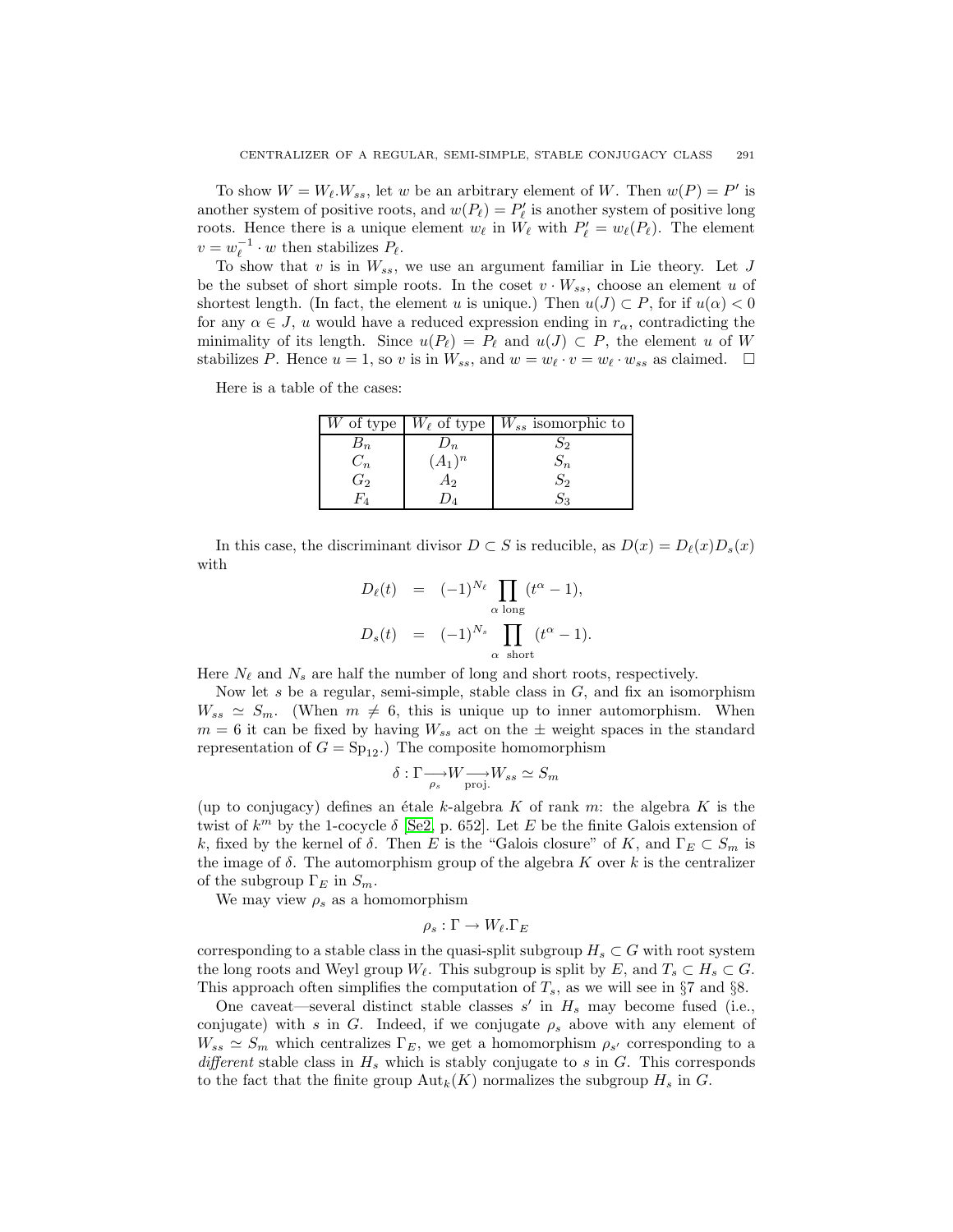To show $W = W_\ell . W_{ss}$, let $w$ be an arbitrary element of $W$. Then $w(P) = P'$ is another system of positive roots, and $w(P_\ell) = P'_\ell$ is another system of positive long roots. Hence there is a unique element $w_\ell$ in $W_\ell$ with $P'_\ell = w_\ell(P_\ell)$. The element $v = w_\ell^{-1} \cdot w$ then stabilizes $P_\ell$.

To show that $v$ is in $W_{ss}$, we use an argument familiar in Lie theory. Let $J$ be the subset of short simple roots. In the coset $v \cdot W_{ss}$, choose an element $u$ of shortest length. (In fact, the element $u$ is unique.) Then $u(J) \subset P$, for if $u(\alpha) < 0$ for any $\alpha \in J$, $u$ would have a reduced expression ending in $r_\alpha$, contradicting the minimality of its length. Since $u(P_\ell) = P_\ell$ and $u(J) \subset P$, the element $u$ of $W$ stabilizes $P$. Hence $u = 1$, so $v$ is in $W_{ss}$, and $w = w_\ell \cdot v = w_\ell \cdot w_{ss}$ as claimed. □

Here is a table of the cases:

| $W$ of type | $W_\ell$ of type | $W_{ss}$ isomorphic to |
|---|---|---|
| $B_n$ | $D_n$ | $S_2$ |
| $C_n$ | $(A_1)^n$ | $S_n$ |
| $G_2$ | $A_2$ | $S_2$ |
| $F_4$ | $D_4$ | $S_3$ |

In this case, the discriminant divisor $D \subset S$ is reducible, as $D(x) = D_\ell(x) D_s(x)$ with

$$
\begin{aligned}
D_\ell(t) &= (-1)^{N_\ell} \prod_{\alpha \text{ long}} (t^\alpha - 1), \\
D_s(t) &= (-1)^{N_s} \prod_{\alpha \text{ short}} (t^\alpha - 1).
\end{aligned}
$$

Here $N_\ell$ and $N_s$ are half the number of long and short roots, respectively.

Now let $s$ be a regular, semi-simple, stable class in $G$, and fix an isomorphism $W_{ss} \simeq S_m$. (When $m \neq 6$, this is unique up to inner automorphism. When $m = 6$ it can be fixed by having $W_{ss}$ act on the $\pm$ weight spaces in the standard representation of $G = \mathrm{Sp}_{12}$.) The composite homomorphism

$$
\delta : \Gamma \underset{\rho_s}{\longrightarrow} W \underset{\text{proj.}}{\longrightarrow} W_{ss} \simeq S_m
$$

(up to conjugacy) defines an étale $k$-algebra $K$ of rank $m$: the algebra $K$ is the twist of $k^m$ by the 1-cocycle $\delta$ [Se2, p. 652]. Let $E$ be the finite Galois extension of $k$, fixed by the kernel of $\delta$. Then $E$ is the "Galois closure" of $K$, and $\Gamma_E \subset S_m$ is the image of $\delta$. The automorphism group of the algebra $K$ over $k$ is the centralizer of the subgroup $\Gamma_E$ in $S_m$.

We may view $\rho_s$ as a homomorphism

$$
\rho_s : \Gamma \to W_\ell . \Gamma_E
$$

corresponding to a stable class in the quasi-split subgroup $H_s \subset G$ with root system the long roots and Weyl group $W_\ell$. This subgroup is split by $E$, and $T_s \subset H_s \subset G$. This approach often simplifies the computation of $T_s$, as we will see in §7 and §8.

One caveat—several distinct stable classes $s'$ in $H_s$ may become fused (i.e., conjugate) with $s$ in $G$. Indeed, if we conjugate $\rho_s$ above with any element of $W_{ss} \simeq S_m$ which centralizes $\Gamma_E$, we get a homomorphism $\rho_{s'}$ corresponding to a *different* stable class in $H_s$ which is stably conjugate to $s$ in $G$. This corresponds to the fact that the finite group $\mathrm{Aut}_k(K)$ normalizes the subgroup $H_s$ in $G$.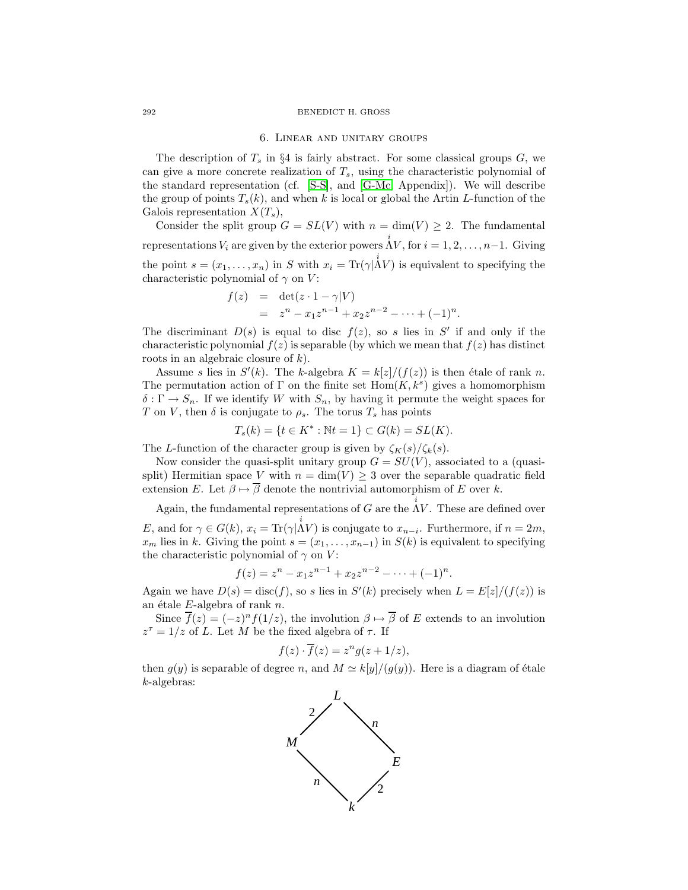## 6. Linear and unitary groups

The description of $T_s$ in §4 is fairly abstract. For some classical groups $G$, we can give a more concrete realization of $T_s$, using the characteristic polynomial of the standard representation (cf. [S-S], and [G-Mc, Appendix]). We will describe the group of points $T_s(k)$, and when $k$ is local or global the Artin $L$-function of the Galois representation $X(T_s)$,

Consider the split group $G = SL(V)$ with $n = \dim(V) \geq 2$. The fundamental representations $V_i$ are given by the exterior powers $\overset{i}{\Lambda} V$, for $i = 1, 2, \ldots, n-1$. Giving the point $s = (x_1, \ldots, x_n)$ in $S$ with $x_i = \mathrm{Tr}(\gamma | \overset{i}{\Lambda} V)$ is equivalent to specifying the characteristic polynomial of $\gamma$ on $V$:

$$
\begin{aligned}
f(z) &= \det(z \cdot 1 - \gamma | V) \\
&= z^n - x_1 z^{n-1} + x_2 z^{n-2} - \cdots + (-1)^n.
\end{aligned}
$$

The discriminant $D(s)$ is equal to disc $f(z)$, so $s$ lies in $S'$ if and only if the characteristic polynomial $f(z)$ is separable (by which we mean that $f(z)$ has distinct roots in an algebraic closure of $k$).

Assume $s$ lies in $S'(k)$. The $k$-algebra $K = k[z]/(f(z))$ is then étale of rank $n$. The permutation action of $\Gamma$ on the finite set $\mathrm{Hom}(K, k^s)$ gives a homomorphism $\delta : \Gamma \to S_n$. If we identify $W$ with $S_n$, by having it permute the weight spaces for $T$ on $V$, then $\delta$ is conjugate to $\rho_s$. The torus $T_s$ has points

$$
T_s(k) = \{t \in K^* : \mathbb{N}t = 1\} \subset G(k) = SL(K).
$$

The $L$-function of the character group is given by $\zeta_K(s)/\zeta_k(s)$.

Now consider the quasi-split unitary group $G = SU(V)$, associated to a (quasi-split) Hermitian space $V$ with $n = \dim(V) \geq 3$ over the separable quadratic field extension $E$. Let $\beta \mapsto \overline{\beta}$ denote the nontrivial automorphism of $E$ over $k$.

Again, the fundamental representations of $G$ are the $\overset{i}{\Lambda} V$. These are defined over $E$, and for $\gamma \in G(k)$, $x_i = \mathrm{Tr}(\gamma | \overset{i}{\Lambda} V)$ is conjugate to $x_{n-i}$. Furthermore, if $n = 2m$, $x_m$ lies in $k$. Giving the point $s = (x_1, \ldots, x_{n-1})$ in $S(k)$ is equivalent to specifying the characteristic polynomial of $\gamma$ on $V$:

$$
f(z) = z^n - x_1 z^{n-1} + x_2 z^{n-2} - \cdots + (-1)^n.
$$

Again we have $D(s) = \mathrm{disc}(f)$, so $s$ lies in $S'(k)$ precisely when $L = E[z]/(f(z))$ is an étale $E$-algebra of rank $n$.

Since $\overline{f}(z) = (-z)^n f(1/z)$, the involution $\beta \mapsto \overline{\beta}$ of $E$ extends to an involution $z^\tau = 1/z$ of $L$. Let $M$ be the fixed algebra of $\tau$. If

$$
f(z) \cdot \overline{f}(z) = z^n g(z + 1/z),
$$

then $g(y)$ is separable of degree $n$, and $M \simeq k[y]/(g(y))$. Here is a diagram of étale $k$-algebras:

$$
\begin{array}{ccccc}
 & & L & & \\
 & {\scriptstyle 2} \diagup & & \diagdown {\scriptstyle n} & \\
M & & & & E \\
 & {\scriptstyle n} \diagdown & & \diagup {\scriptstyle 2} & \\
 & & k & &
\end{array}
$$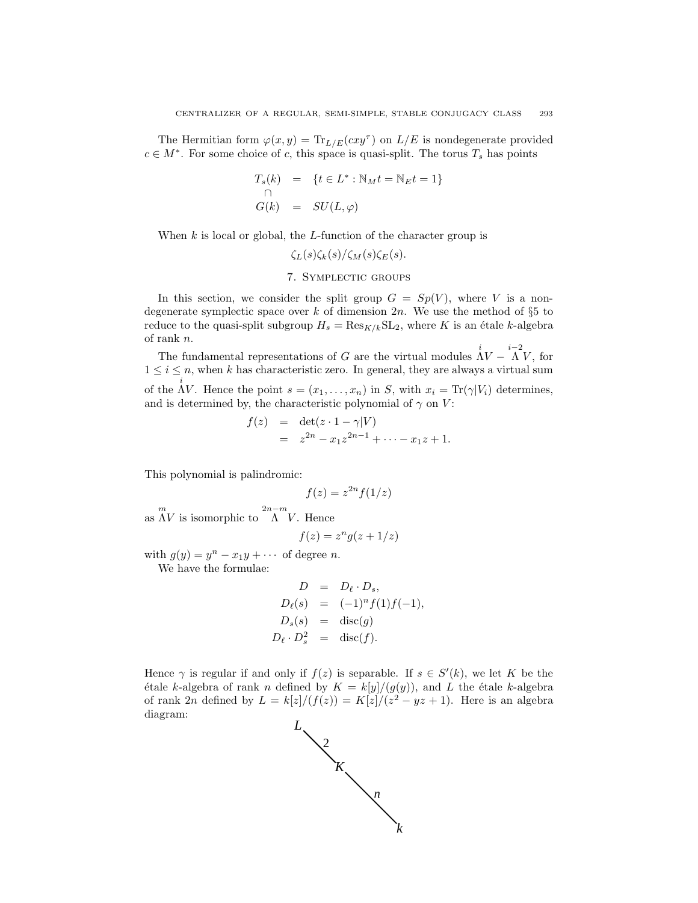The Hermitian form $\varphi(x,y) = \mathrm{Tr}_{L/E}(cxy^\tau)$ on $L/E$ is nondegenerate provided $c \in M^*$. For some choice of $c$, this space is quasi-split. The torus $T_s$ has points

$$
\begin{array}{rcl}
T_s(k) & = & \{t \in L^* : \mathbb{N}_M t = \mathbb{N}_E t = 1\} \\
\cap & & \\
G(k) & = & SU(L, \varphi)
\end{array}
$$

When $k$ is local or global, the $L$-function of the character group is

$$\zeta_L(s)\zeta_k(s)/\zeta_M(s)\zeta_E(s).$$

## 7. Symplectic groups

In this section, we consider the split group $G = Sp(V)$, where $V$ is a non-degenerate symplectic space over $k$ of dimension $2n$. We use the method of §5 to reduce to the quasi-split subgroup $H_s = \mathrm{Res}_{K/k}\mathrm{SL}_2$, where $K$ is an étale $k$-algebra of rank $n$.

The fundamental representations of $G$ are the virtual modules $\overset{i}{\Lambda} V - \overset{i-2}{\Lambda} V$, for $1 \le i \le n$, when $k$ has characteristic zero. In general, they are always a virtual sum of the $\overset{i}{\Lambda} V$. Hence the point $s = (x_1, \ldots, x_n)$ in $S$, with $x_i = \mathrm{Tr}(\gamma | V_i)$ determines, and is determined by, the characteristic polynomial of $\gamma$ on $V$:

$$
\begin{array}{rcl}
f(z) & = & \det(z \cdot 1 - \gamma | V) \\
& = & z^{2n} - x_1 z^{2n-1} + \cdots - x_1 z + 1.
\end{array}
$$

This polynomial is palindromic:

$$f(z) = z^{2n} f(1/z)$$

as $\overset{m}{\Lambda} V$ is isomorphic to $\overset{2n-m}{\Lambda} V$. Hence

$$f(z) = z^n g(z + 1/z)$$

with $g(y) = y^n - x_1 y + \cdots$ of degree $n$.

We have the formulae:

$$
\begin{array}{rcl}
D & = & D_\ell \cdot D_s, \\
D_\ell(s) & = & (-1)^n f(1) f(-1), \\
D_s(s) & = & \mathrm{disc}(g) \\
D_\ell \cdot D_s^2 & = & \mathrm{disc}(f).
\end{array}
$$

Hence $\gamma$ is regular if and only if $f(z)$ is separable. If $s \in S'(k)$, we let $K$ be the étale $k$-algebra of rank $n$ defined by $K = k[y]/(g(y))$, and $L$ the étale $k$-algebra of rank $2n$ defined by $L = k[z]/(f(z)) = K[z]/(z^2 - yz + 1)$. Here is an algebra diagram:

$$
\begin{array}{l}
L \\
\quad \backslash\, 2 \\
\qquad K \\
\qquad\quad \backslash\, n \\
\qquad\qquad k
\end{array}
$$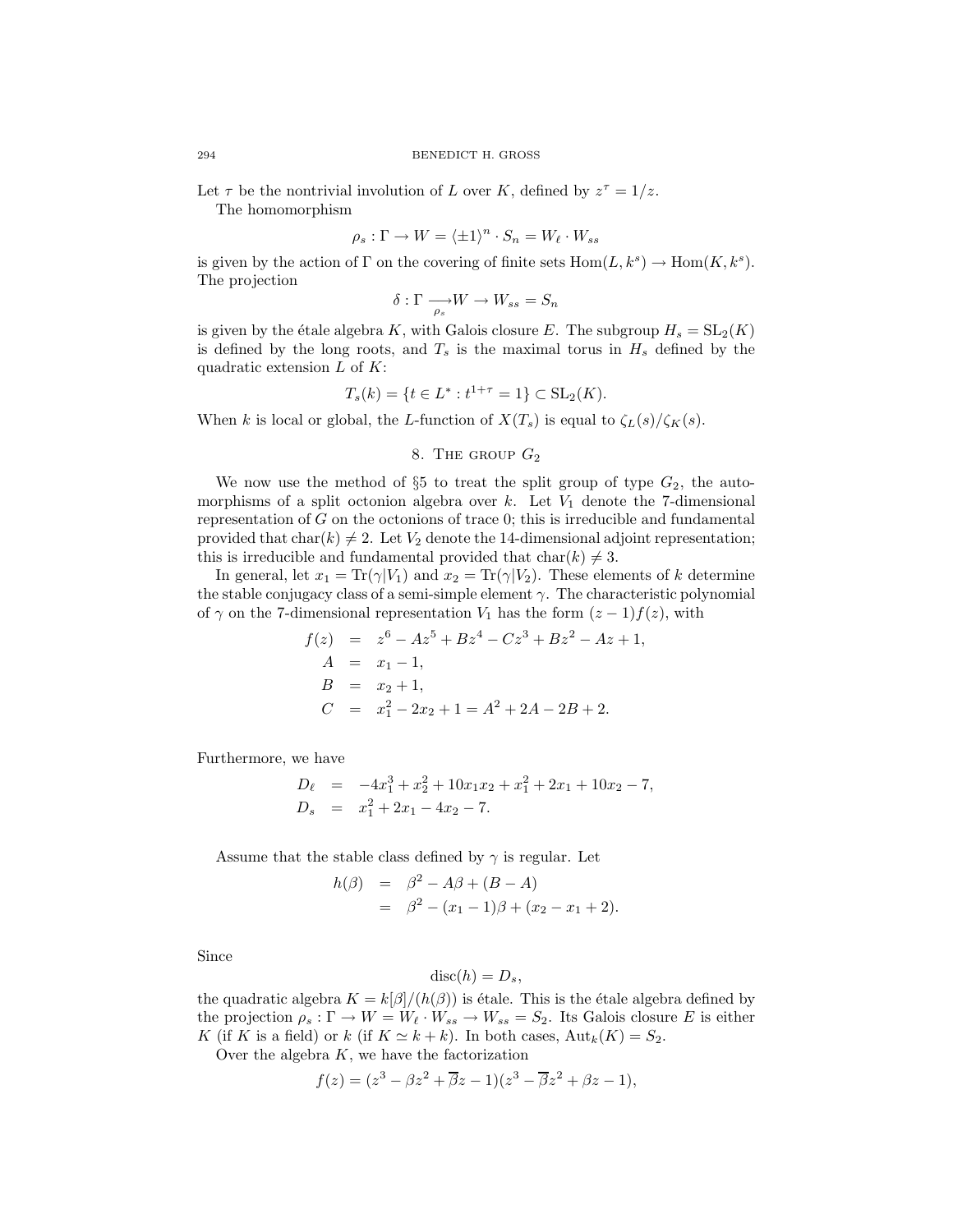Let $\tau$ be the nontrivial involution of $L$ over $K$, defined by $z^\tau = 1/z$.

The homomorphism

$$\rho_s : \Gamma \to W = \langle \pm 1 \rangle^n \cdot S_n = W_\ell \cdot W_{ss}$$

is given by the action of $\Gamma$ on the covering of finite sets $\mathrm{Hom}(L, k^s) \to \mathrm{Hom}(K, k^s)$. The projection

$$\delta : \Gamma \underset{\rho_s}{\longrightarrow} W \to W_{ss} = S_n$$

is given by the étale algebra $K$, with Galois closure $E$. The subgroup $H_s = \mathrm{SL}_2(K)$ is defined by the long roots, and $T_s$ is the maximal torus in $H_s$ defined by the quadratic extension $L$ of $K$:

$$T_s(k) = \{t \in L^* : t^{1+\tau} = 1\} \subset \mathrm{SL}_2(K).$$

When $k$ is local or global, the $L$-function of $X(T_s)$ is equal to $\zeta_L(s)/\zeta_K(s)$.

## 8. The group $G_2$

We now use the method of §5 to treat the split group of type $G_2$, the automorphisms of a split octonion algebra over $k$. Let $V_1$ denote the 7-dimensional representation of $G$ on the octonions of trace 0; this is irreducible and fundamental provided that $\mathrm{char}(k) \neq 2$. Let $V_2$ denote the 14-dimensional adjoint representation; this is irreducible and fundamental provided that $\mathrm{char}(k) \neq 3$.

In general, let $x_1 = \mathrm{Tr}(\gamma | V_1)$ and $x_2 = \mathrm{Tr}(\gamma | V_2)$. These elements of $k$ determine the stable conjugacy class of a semi-simple element $\gamma$. The characteristic polynomial of $\gamma$ on the 7-dimensional representation $V_1$ has the form $(z-1)f(z)$, with

$$\begin{aligned}
f(z) &= z^6 - Az^5 + Bz^4 - Cz^3 + Bz^2 - Az + 1, \\
A &= x_1 - 1, \\
B &= x_2 + 1, \\
C &= x_1^2 - 2x_2 + 1 = A^2 + 2A - 2B + 2.
\end{aligned}$$

Furthermore, we have

$$\begin{aligned}
D_\ell &= -4x_1^3 + x_2^2 + 10x_1x_2 + x_1^2 + 2x_1 + 10x_2 - 7, \\
D_s &= x_1^2 + 2x_1 - 4x_2 - 7.
\end{aligned}$$

Assume that the stable class defined by $\gamma$ is regular. Let

$$\begin{aligned}
h(\beta) &= \beta^2 - A\beta + (B - A) \\
&= \beta^2 - (x_1 - 1)\beta + (x_2 - x_1 + 2).
\end{aligned}$$

Since

$$\mathrm{disc}(h) = D_s,$$

the quadratic algebra $K = k[\beta]/(h(\beta))$ is étale. This is the étale algebra defined by the projection $\rho_s : \Gamma \to W = W_\ell \cdot W_{ss} \to W_{ss} = S_2$. Its Galois closure $E$ is either $K$ (if $K$ is a field) or $k$ (if $K \simeq k + k$). In both cases, $\mathrm{Aut}_k(K) = S_2$.

Over the algebra $K$, we have the factorization

$$f(z) = (z^3 - \beta z^2 + \overline{\beta} z - 1)(z^3 - \overline{\beta} z^2 + \beta z - 1),$$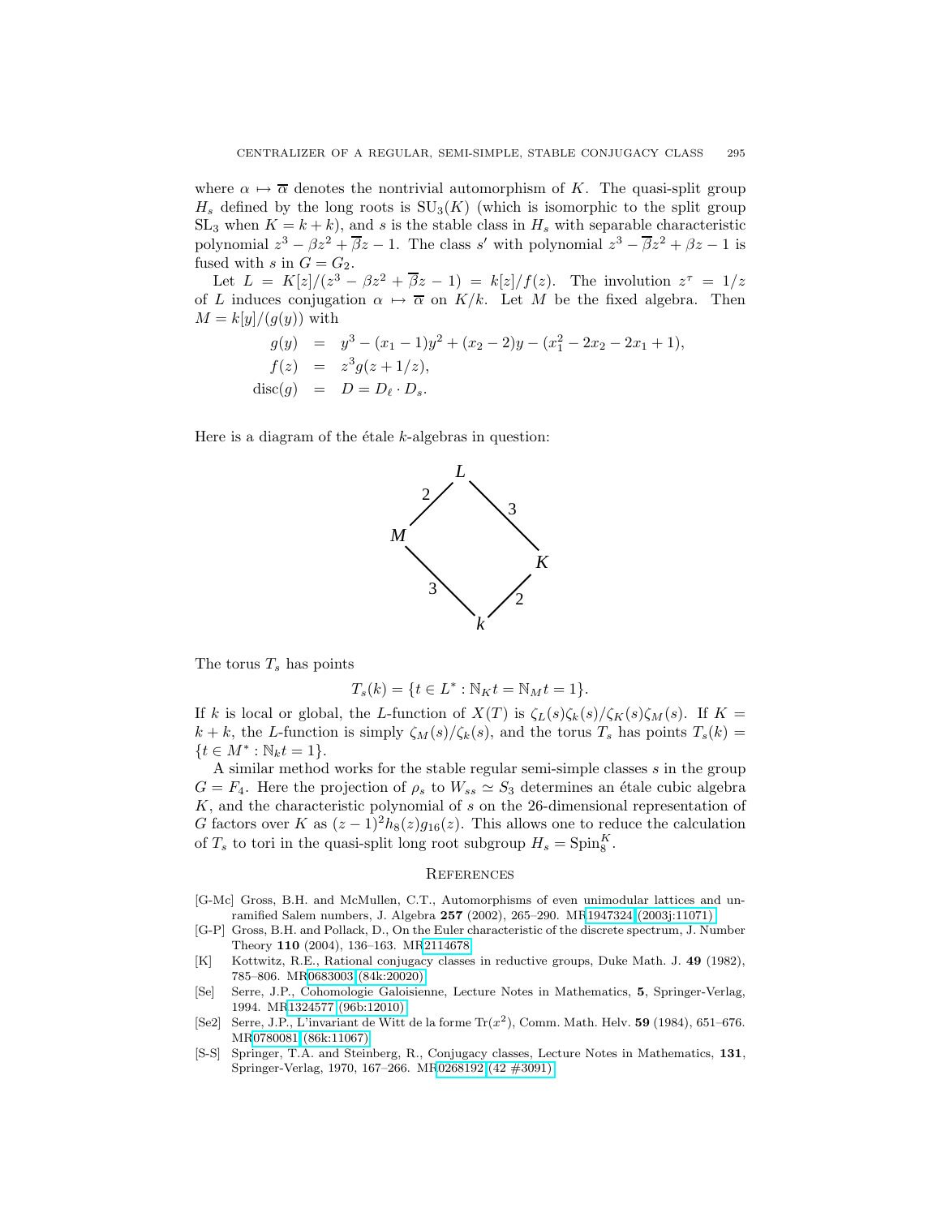where $\alpha \mapsto \overline{\alpha}$ denotes the nontrivial automorphism of $K$. The quasi-split group $H_s$ defined by the long roots is $\mathrm{SU}_3(K)$ (which is isomorphic to the split group $\mathrm{SL}_3$ when $K = k + k$), and $s$ is the stable class in $H_s$ with separable characteristic polynomial $z^3 - \beta z^2 + \overline{\beta} z - 1$. The class $s'$ with polynomial $z^3 - \overline{\beta} z^2 + \beta z - 1$ is fused with $s$ in $G = G_2$.

Let $L = K[z]/(z^3 - \beta z^2 + \overline{\beta} z - 1) = k[z]/f(z)$. The involution $z^\tau = 1/z$ of $L$ induces conjugation $\alpha \mapsto \overline{\alpha}$ on $K/k$. Let $M$ be the fixed algebra. Then $M = k[y]/(g(y))$ with

$$
\begin{aligned}
g(y) &= y^3 - (x_1 - 1)y^2 + (x_2 - 2)y - (x_1^2 - 2x_2 - 2x_1 + 1), \\
f(z) &= z^3 g(z + 1/z), \\
\mathrm{disc}(g) &= D = D_\ell \cdot D_s.
\end{aligned}
$$

Here is a diagram of the étale $k$-algebras in question:

$$
\begin{array}{ccccc}
 & & L & & \\
 & {\scriptstyle 2}\swarrow & & \searrow{\scriptstyle 3} & \\
M & & & & K \\
 & {\scriptstyle 3}\searrow & & \swarrow{\scriptstyle 2} & \\
 & & k & &
\end{array}
$$

The torus $T_s$ has points

$$T_s(k) = \{t \in L^* : \mathbb{N}_K t = \mathbb{N}_M t = 1\}.$$

If $k$ is local or global, the $L$-function of $X(T)$ is $\zeta_L(s)\zeta_k(s)/\zeta_K(s)\zeta_M(s)$. If $K = k + k$, the $L$-function is simply $\zeta_M(s)/\zeta_k(s)$, and the torus $T_s$ has points $T_s(k) = \{t \in M^* : \mathbb{N}_k t = 1\}$.

A similar method works for the stable regular semi-simple classes $s$ in the group $G = F_4$. Here the projection of $\rho_s$ to $W_{ss} \simeq S_3$ determines an étale cubic algebra $K$, and the characteristic polynomial of $s$ on the 26-dimensional representation of $G$ factors over $K$ as $(z - 1)^2 h_8(z) g_{16}(z)$. This allows one to reduce the calculation of $T_s$ to tori in the quasi-split long root subgroup $H_s = \mathrm{Spin}_8^K$.

## References

[G-Mc] Gross, B.H. and McMullen, C.T., Automorphisms of even unimodular lattices and unramified Salem numbers, J. Algebra **257** (2002), 265–290. MR1947324 (2003j:11071)

[G-P] Gross, B.H. and Pollack, D., On the Euler characteristic of the discrete spectrum, J. Number Theory **110** (2004), 136–163. MR2114678

[K] Kottwitz, R.E., Rational conjugacy classes in reductive groups, Duke Math. J. **49** (1982), 785–806. MR0683003 (84k:20020)

[Se] Serre, J.P., Cohomologie Galoisienne, Lecture Notes in Mathematics, **5**, Springer-Verlag, 1994. MR1324577 (96b:12010)

[Se2] Serre, J.P., L'invariant de Witt de la forme $\mathrm{Tr}(x^2)$, Comm. Math. Helv. **59** (1984), 651–676. MR0780081 (86k:11067)

[S-S] Springer, T.A. and Steinberg, R., Conjugacy classes, Lecture Notes in Mathematics, **131**, Springer-Verlag, 1970, 167–266. MR0268192 (42 #3091)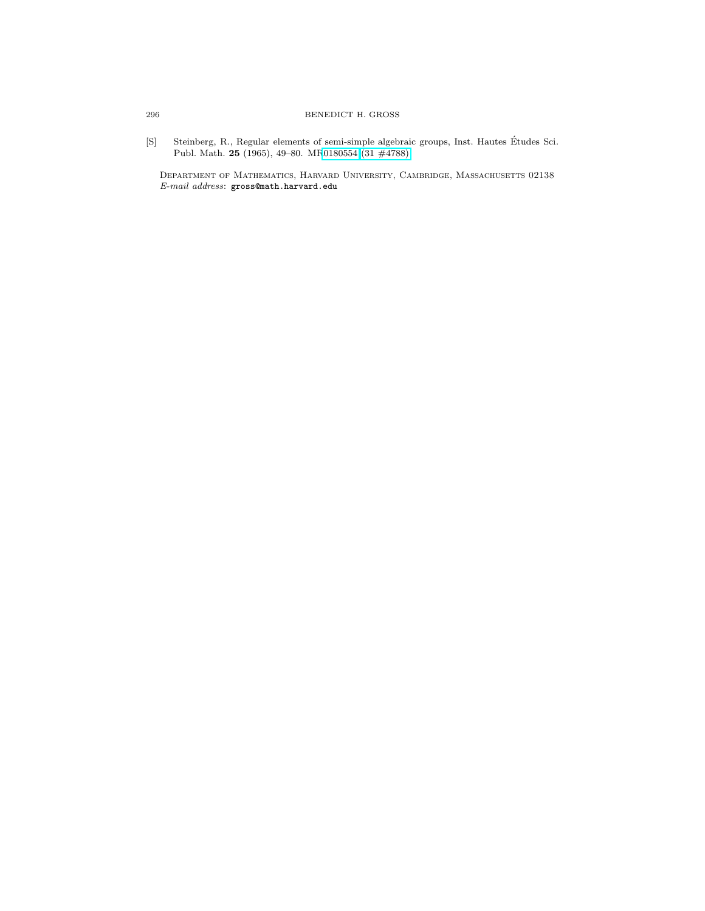[S] Steinberg, R., Regular elements of semi-simple algebraic groups, Inst. Hautes Études Sci. Publ. Math. **25** (1965), 49–80. MR0180554 (31 #4788)

Department of Mathematics, Harvard University, Cambridge, Massachusetts 02138
*E-mail address*: `gross@math.harvard.edu`